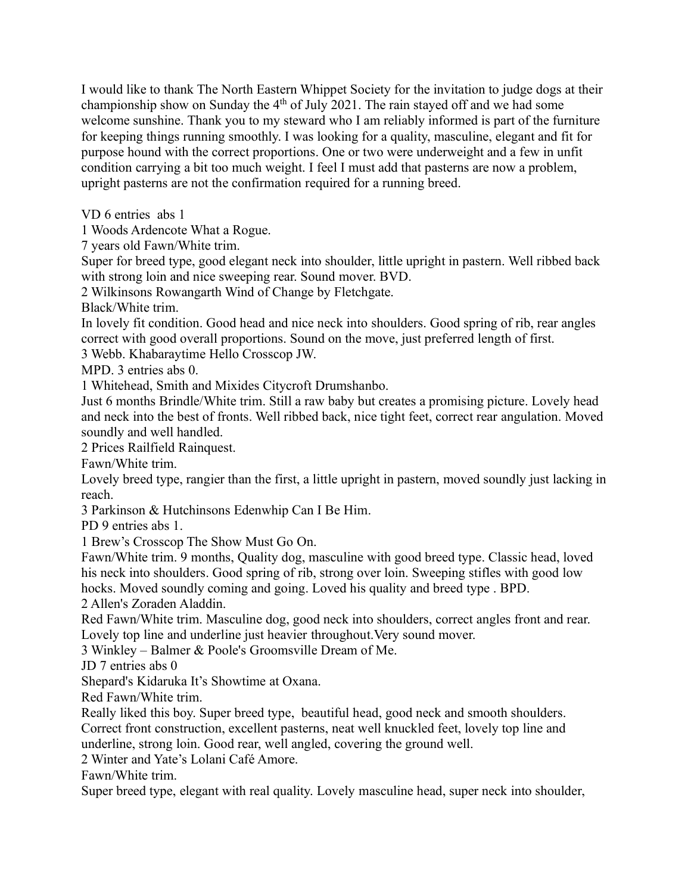I would like to thank The North Eastern Whippet Society for the invitation to judge dogs at their championship show on Sunday the 4th of July 2021. The rain stayed off and we had some welcome sunshine. Thank you to my steward who I am reliably informed is part of the furniture for keeping things running smoothly. I was looking for a quality, masculine, elegant and fit for purpose hound with the correct proportions. One or two were underweight and a few in unfit condition carrying a bit too much weight. I feel I must add that pasterns are now a problem, upright pasterns are not the confirmation required for a running breed.

VD 6 entries abs 1

1 Woods Ardencote What a Rogue.

7 years old Fawn/White trim.

Super for breed type, good elegant neck into shoulder, little upright in pastern. Well ribbed back with strong loin and nice sweeping rear. Sound mover. BVD.

2 Wilkinsons Rowangarth Wind of Change by Fletchgate.

Black/White trim.

In lovely fit condition. Good head and nice neck into shoulders. Good spring of rib, rear angles correct with good overall proportions. Sound on the move, just preferred length of first.

3 Webb. Khabaraytime Hello Crosscop JW.

MPD. 3 entries abs 0.

1 Whitehead, Smith and Mixides Citycroft Drumshanbo.

Just 6 months Brindle/White trim. Still a raw baby but creates a promising picture. Lovely head and neck into the best of fronts. Well ribbed back, nice tight feet, correct rear angulation. Moved soundly and well handled.

2 Prices Railfield Rainquest.

Fawn/White trim.

Lovely breed type, rangier than the first, a little upright in pastern, moved soundly just lacking in reach.

3 Parkinson & Hutchinsons Edenwhip Can I Be Him.

PD 9 entries abs 1.

1 Brew's Crosscop The Show Must Go On.

Fawn/White trim. 9 months, Quality dog, masculine with good breed type. Classic head, loved his neck into shoulders. Good spring of rib, strong over loin. Sweeping stifles with good low hocks. Moved soundly coming and going. Loved his quality and breed type . BPD.

2 Allen's Zoraden Aladdin.

Red Fawn/White trim. Masculine dog, good neck into shoulders, correct angles front and rear. Lovely top line and underline just heavier throughout.Very sound mover.

3 Winkley – Balmer & Poole's Groomsville Dream of Me.

JD 7 entries abs 0

Shepard's Kidaruka It's Showtime at Oxana.

Red Fawn/White trim.

Really liked this boy. Super breed type, beautiful head, good neck and smooth shoulders. Correct front construction, excellent pasterns, neat well knuckled feet, lovely top line and underline, strong loin. Good rear, well angled, covering the ground well.

2 Winter and Yate's Lolani Café Amore.

Fawn/White trim.

Super breed type, elegant with real quality. Lovely masculine head, super neck into shoulder,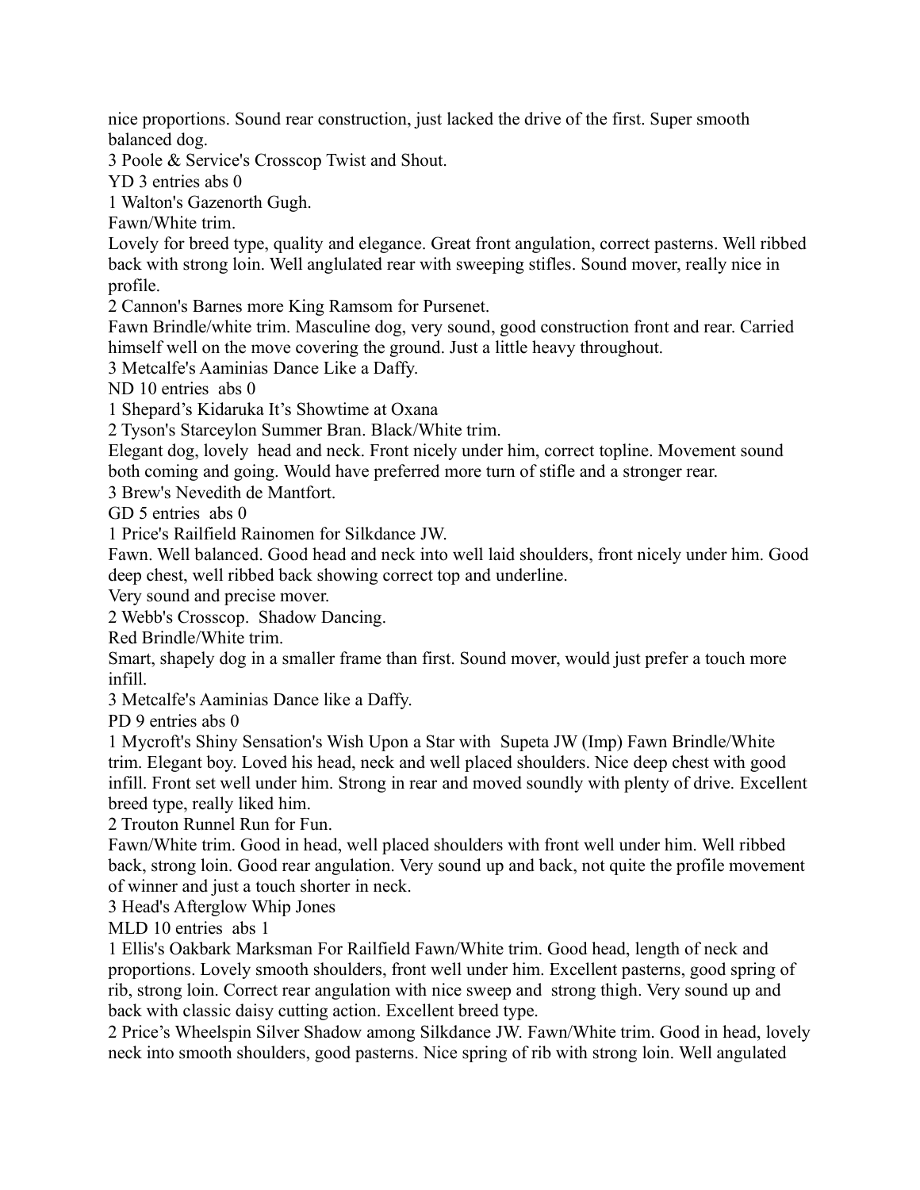nice proportions. Sound rear construction, just lacked the drive of the first. Super smooth balanced dog.

3 Poole & Service's Crosscop Twist and Shout.

YD 3 entries abs 0

1 Walton's Gazenorth Gugh.

Fawn/White trim.

Lovely for breed type, quality and elegance. Great front angulation, correct pasterns. Well ribbed back with strong loin. Well anglulated rear with sweeping stifles. Sound mover, really nice in profile.

2 Cannon's Barnes more King Ramsom for Pursenet.

Fawn Brindle/white trim. Masculine dog, very sound, good construction front and rear. Carried himself well on the move covering the ground. Just a little heavy throughout.

3 Metcalfe's Aaminias Dance Like a Daffy.

ND 10 entries abs 0

1 Shepard's Kidaruka It's Showtime at Oxana

2 Tyson's Starceylon Summer Bran. Black/White trim.

Elegant dog, lovely head and neck. Front nicely under him, correct topline. Movement sound both coming and going. Would have preferred more turn of stifle and a stronger rear.

3 Brew's Nevedith de Mantfort.

GD 5 entries abs 0

1 Price's Railfield Rainomen for Silkdance JW.

Fawn. Well balanced. Good head and neck into well laid shoulders, front nicely under him. Good deep chest, well ribbed back showing correct top and underline.

Very sound and precise mover.

2 Webb's Crosscop. Shadow Dancing.

Red Brindle/White trim.

Smart, shapely dog in a smaller frame than first. Sound mover, would just prefer a touch more infill.

3 Metcalfe's Aaminias Dance like a Daffy.

PD 9 entries abs 0

1 Mycroft's Shiny Sensation's Wish Upon a Star with Supeta JW (Imp) Fawn Brindle/White trim. Elegant boy. Loved his head, neck and well placed shoulders. Nice deep chest with good infill. Front set well under him. Strong in rear and moved soundly with plenty of drive. Excellent breed type, really liked him.

2 Trouton Runnel Run for Fun.

Fawn/White trim. Good in head, well placed shoulders with front well under him. Well ribbed back, strong loin. Good rear angulation. Very sound up and back, not quite the profile movement of winner and just a touch shorter in neck.

3 Head's Afterglow Whip Jones

MLD 10 entries abs 1

1 Ellis's Oakbark Marksman For Railfield Fawn/White trim. Good head, length of neck and proportions. Lovely smooth shoulders, front well under him. Excellent pasterns, good spring of rib, strong loin. Correct rear angulation with nice sweep and strong thigh. Very sound up and back with classic daisy cutting action. Excellent breed type.

2 Price's Wheelspin Silver Shadow among Silkdance JW. Fawn/White trim. Good in head, lovely neck into smooth shoulders, good pasterns. Nice spring of rib with strong loin. Well angulated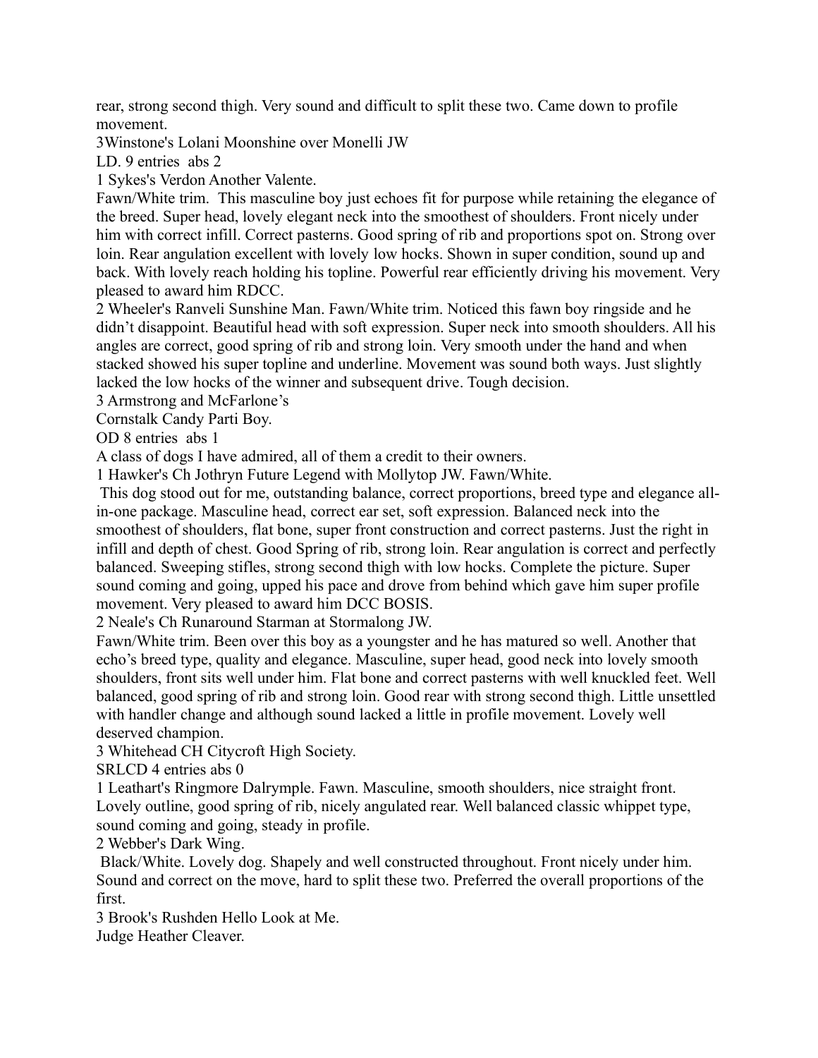rear, strong second thigh. Very sound and difficult to split these two. Came down to profile movement.

3Winstone's Lolani Moonshine over Monelli JW

LD. 9 entries abs 2

1 Sykes's Verdon Another Valente.

Fawn/White trim. This masculine boy just echoes fit for purpose while retaining the elegance of the breed. Super head, lovely elegant neck into the smoothest of shoulders. Front nicely under him with correct infill. Correct pasterns. Good spring of rib and proportions spot on. Strong over loin. Rear angulation excellent with lovely low hocks. Shown in super condition, sound up and back. With lovely reach holding his topline. Powerful rear efficiently driving his movement. Very pleased to award him RDCC.

2 Wheeler's Ranveli Sunshine Man. Fawn/White trim. Noticed this fawn boy ringside and he didn't disappoint. Beautiful head with soft expression. Super neck into smooth shoulders. All his angles are correct, good spring of rib and strong loin. Very smooth under the hand and when stacked showed his super topline and underline. Movement was sound both ways. Just slightly lacked the low hocks of the winner and subsequent drive. Tough decision.

3 Armstrong and McFarlone's

Cornstalk Candy Parti Boy.

OD 8 entries abs 1

A class of dogs I have admired, all of them a credit to their owners.

1 Hawker's Ch Jothryn Future Legend with Mollytop JW. Fawn/White.

This dog stood out for me, outstanding balance, correct proportions, breed type and elegance all-in-one package. Masculine head, correct ear set, soft expression. Balanced neck into the smoothest of shoulders, flat bone, super front construction and correct pasterns. Just the right in infill and depth of chest. Good Spring of rib, strong loin. Rear angulation is correct and perfectly balanced. Sweeping stifles, strong second thigh with low hocks. Complete the picture. Super sound coming and going, upped his pace and drove from behind which gave him super profile movement. Very pleased to award him DCC BOSIS.

2 Neale's Ch Runaround Starman at Stormalong JW.

Fawn/White trim. Been over this boy as a youngster and he has matured so well. Another that echo's breed type, quality and elegance. Masculine, super head, good neck into lovely smooth shoulders, front sits well under him. Flat bone and correct pasterns with well knuckled feet. Well balanced, good spring of rib and strong loin. Good rear with strong second thigh. Little unsettled with handler change and although sound lacked a little in profile movement. Lovely well deserved champion.

3 Whitehead CH Citycroft High Society.

SRLCD 4 entries abs 0

1 Leathart's Ringmore Dalrymple. Fawn. Masculine, smooth shoulders, nice straight front. Lovely outline, good spring of rib, nicely angulated rear. Well balanced classic whippet type, sound coming and going, steady in profile.

2 Webber's Dark Wing.

Black/White. Lovely dog. Shapely and well constructed throughout. Front nicely under him. Sound and correct on the move, hard to split these two. Preferred the overall proportions of the first.

3 Brook's Rushden Hello Look at Me.

Judge Heather Cleaver.